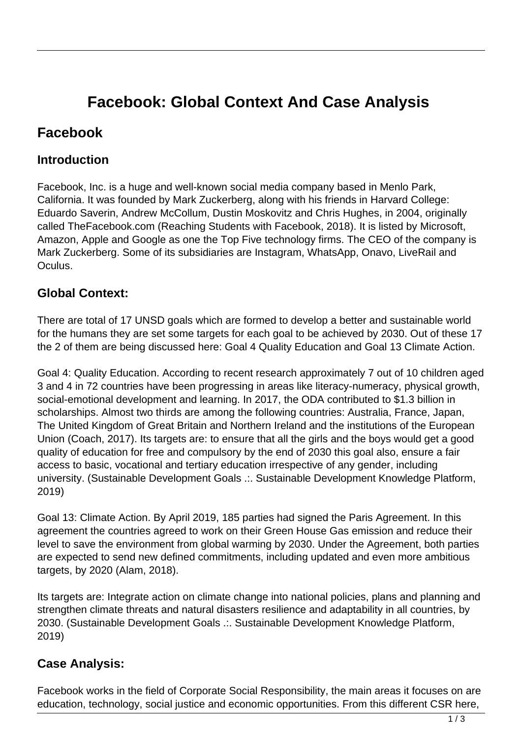# Facebook: Global Context And Case Analysis

## Facebook

### Introduction

Facebook, Inc. is a huge and well-known social media company based in Menlo Park, California. It was founded by Mark Zuckerberg, along with his friends in Harvard College: Eduardo Saverin, Andrew McCollum, Dustin Moskovitz and Chris Hughes, in 2004, originally called TheFacebook.com (Reaching Students with Facebook, 2018). It is listed by Microsoft, Amazon, Apple and Google as one the Top Five technology firms. The CEO of the company is Mark Zuckerberg. Some of its subsidiaries are Instagram, WhatsApp, Onavo, LiveRail and Oculus.

### Global Context:

There are total of 17 UNSD goals which are formed to develop a better and sustainable world for the humans they are set some targets for each goal to be achieved by 2030. Out of these 17 the 2 of them are being discussed here: Goal 4 Quality Education and Goal 13 Climate Action.

Goal 4: Quality Education. According to recent research approximately 7 out of 10 children aged 3 and 4 in 72 countries have been progressing in areas like literacy-numeracy, physical growth, social-emotional development and learning. In 2017, the ODA contributed to $1.3 billion in scholarships. Almost two thirds are among the following countries: Australia, France, Japan, The United Kingdom of Great Britain and Northern Ireland and the institutions of the European Union (Coach, 2017). Its targets are: to ensure that all the girls and the boys would get a good quality of education for free and compulsory by the end of 2030 this goal also, ensure a fair access to basic, vocational and tertiary education irrespective of any gender, including university. (Sustainable Development Goals .:. Sustainable Development Knowledge Platform, 2019)

Goal 13: Climate Action. By April 2019, 185 parties had signed the Paris Agreement. In this agreement the countries agreed to work on their Green House Gas emission and reduce their level to save the environment from global warming by 2030. Under the Agreement, both parties are expected to send new defined commitments, including updated and even more ambitious targets, by 2020 (Alam, 2018).

Its targets are: Integrate action on climate change into national policies, plans and planning and strengthen climate threats and natural disasters resilience and adaptability in all countries, by 2030. (Sustainable Development Goals .:. Sustainable Development Knowledge Platform, 2019)

### Case Analysis:

Facebook works in the field of Corporate Social Responsibility, the main areas it focuses on are education, technology, social justice and economic opportunities. From this different CSR here,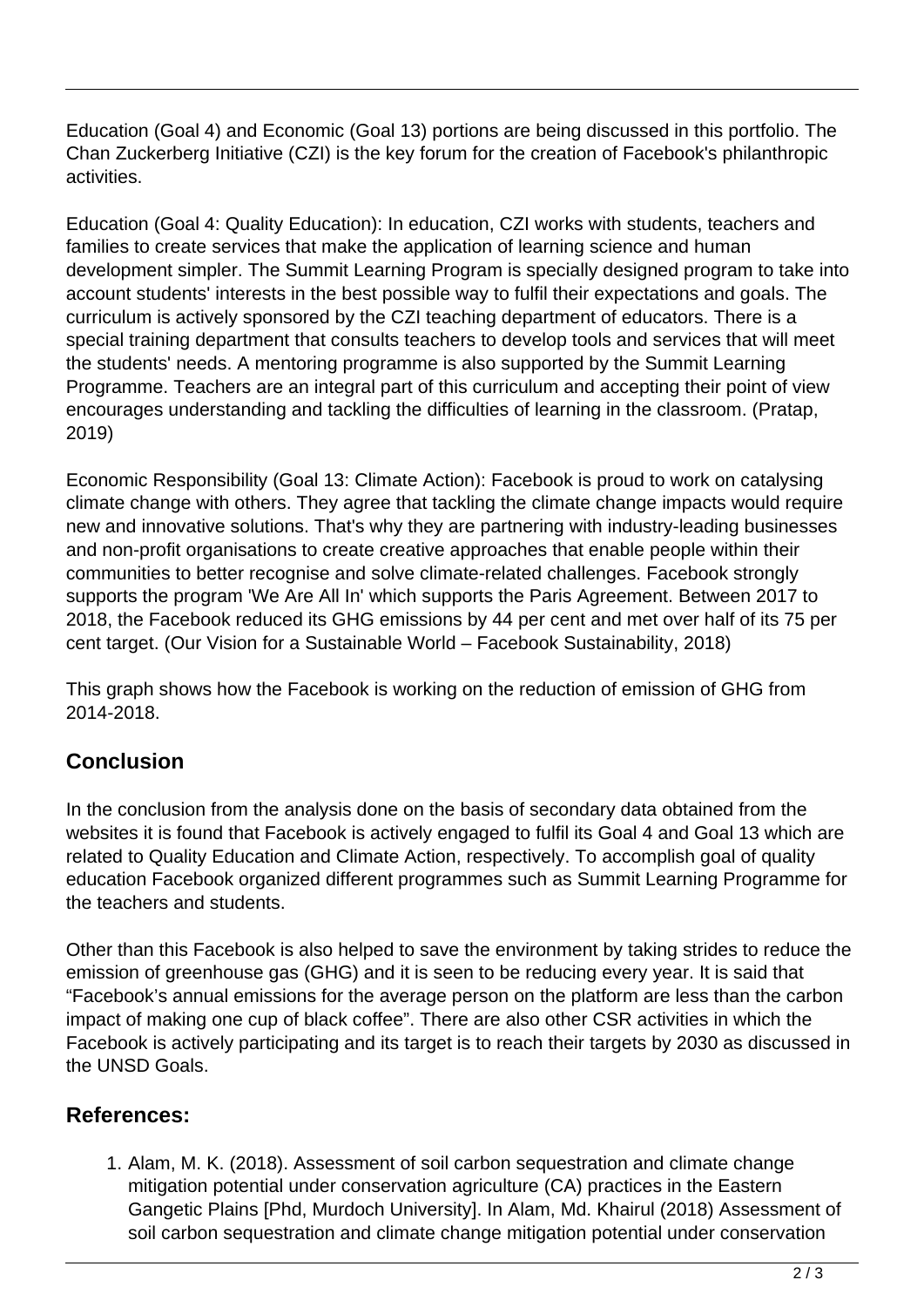Education (Goal 4) and Economic (Goal 13) portions are being discussed in this portfolio. The Chan Zuckerberg Initiative (CZI) is the key forum for the creation of Facebook's philanthropic activities.

Education (Goal 4: Quality Education): In education, CZI works with students, teachers and families to create services that make the application of learning science and human development simpler. The Summit Learning Program is specially designed program to take into account students' interests in the best possible way to fulfil their expectations and goals. The curriculum is actively sponsored by the CZI teaching department of educators. There is a special training department that consults teachers to develop tools and services that will meet the students' needs. A mentoring programme is also supported by the Summit Learning Programme. Teachers are an integral part of this curriculum and accepting their point of view encourages understanding and tackling the difficulties of learning in the classroom. (Pratap, 2019)

Economic Responsibility (Goal 13: Climate Action): Facebook is proud to work on catalysing climate change with others. They agree that tackling the climate change impacts would require new and innovative solutions. That's why they are partnering with industry-leading businesses and non-profit organisations to create creative approaches that enable people within their communities to better recognise and solve climate-related challenges. Facebook strongly supports the program 'We Are All In' which supports the Paris Agreement. Between 2017 to 2018, the Facebook reduced its GHG emissions by 44 per cent and met over half of its 75 per cent target. (Our Vision for a Sustainable World – Facebook Sustainability, 2018)

This graph shows how the Facebook is working on the reduction of emission of GHG from 2014-2018.

## Conclusion

In the conclusion from the analysis done on the basis of secondary data obtained from the websites it is found that Facebook is actively engaged to fulfil its Goal 4 and Goal 13 which are related to Quality Education and Climate Action, respectively. To accomplish goal of quality education Facebook organized different programmes such as Summit Learning Programme for the teachers and students.

Other than this Facebook is also helped to save the environment by taking strides to reduce the emission of greenhouse gas (GHG) and it is seen to be reducing every year. It is said that "Facebook's annual emissions for the average person on the platform are less than the carbon impact of making one cup of black coffee". There are also other CSR activities in which the Facebook is actively participating and its target is to reach their targets by 2030 as discussed in the UNSD Goals.

## References:

1. Alam, M. K. (2018). Assessment of soil carbon sequestration and climate change mitigation potential under conservation agriculture (CA) practices in the Eastern Gangetic Plains [Phd, Murdoch University]. In Alam, Md. Khairul (2018) Assessment of soil carbon sequestration and climate change mitigation potential under conservation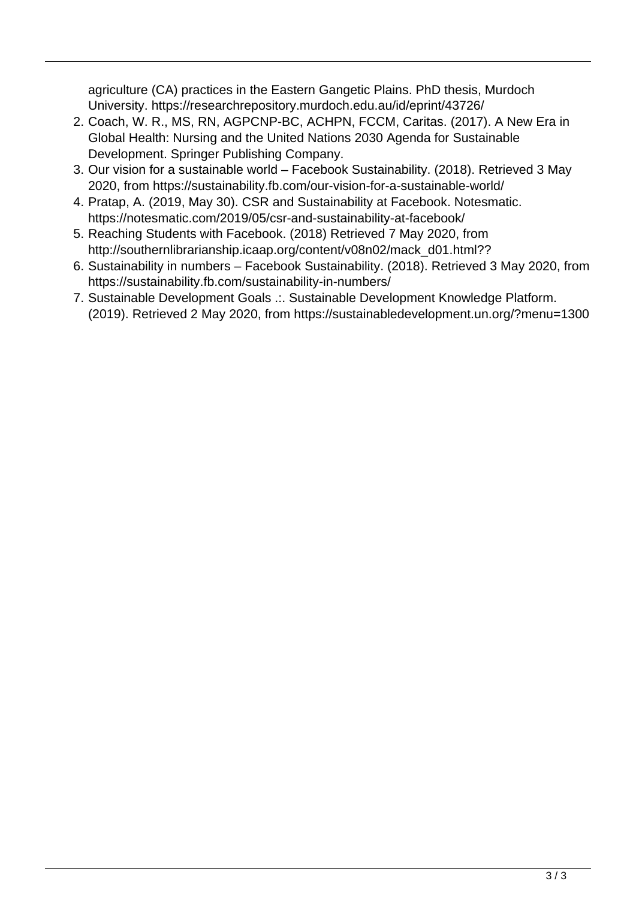agriculture (CA) practices in the Eastern Gangetic Plains. PhD thesis, Murdoch University. https://researchrepository.murdoch.edu.au/id/eprint/43726/

2. Coach, W. R., MS, RN, AGPCNP-BC, ACHPN, FCCM, Caritas. (2017). A New Era in Global Health: Nursing and the United Nations 2030 Agenda for Sustainable Development. Springer Publishing Company.
3. Our vision for a sustainable world – Facebook Sustainability. (2018). Retrieved 3 May 2020, from https://sustainability.fb.com/our-vision-for-a-sustainable-world/
4. Pratap, A. (2019, May 30). CSR and Sustainability at Facebook. Notesmatic. https://notesmatic.com/2019/05/csr-and-sustainability-at-facebook/
5. Reaching Students with Facebook. (2018) Retrieved 7 May 2020, from http://southernlibrarianship.icaap.org/content/v08n02/mack_d01.html??
6. Sustainability in numbers – Facebook Sustainability. (2018). Retrieved 3 May 2020, from https://sustainability.fb.com/sustainability-in-numbers/
7. Sustainable Development Goals .:. Sustainable Development Knowledge Platform. (2019). Retrieved 2 May 2020, from https://sustainabledevelopment.un.org/?menu=1300